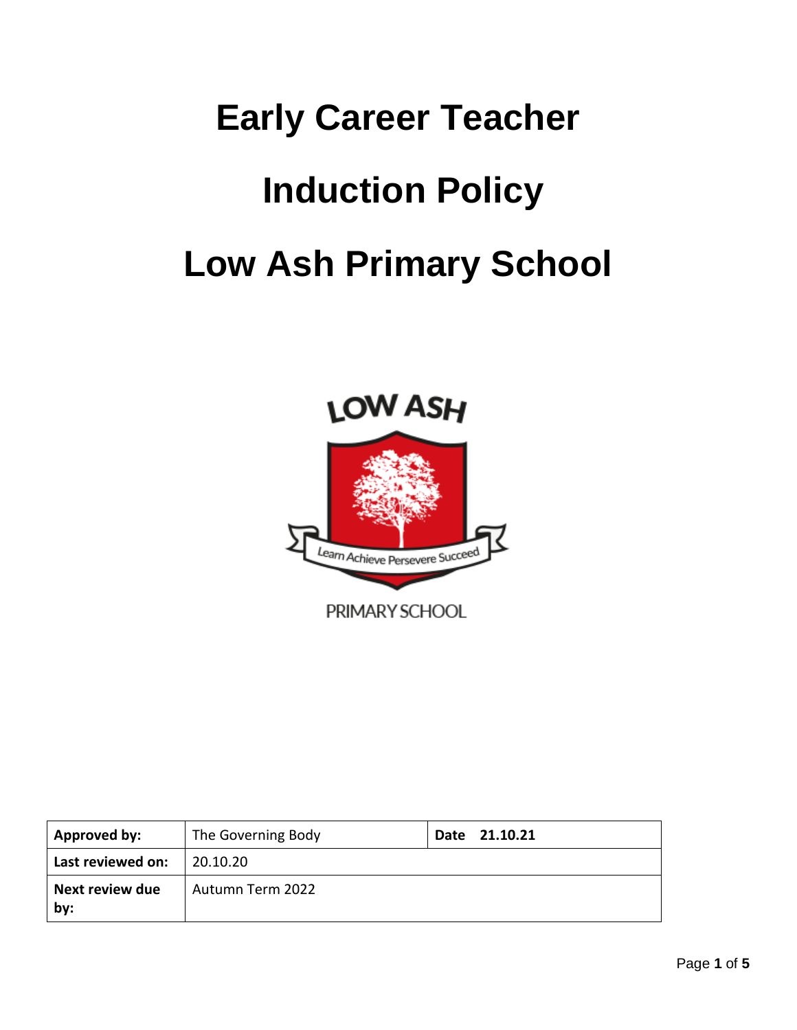# Early Career Teacher

# Induction Policy

# Low Ash Primary School

LOW ASH

Learn Achieve Persevere Succeed

PRIMARY SCHOOL

| **Approved by:** | The Governing Body | **Date 21.10.21** |
|---|---|---|
| **Last reviewed on:** | 20.10.20 | |
| **Next review due by:** | Autumn Term 2022 | |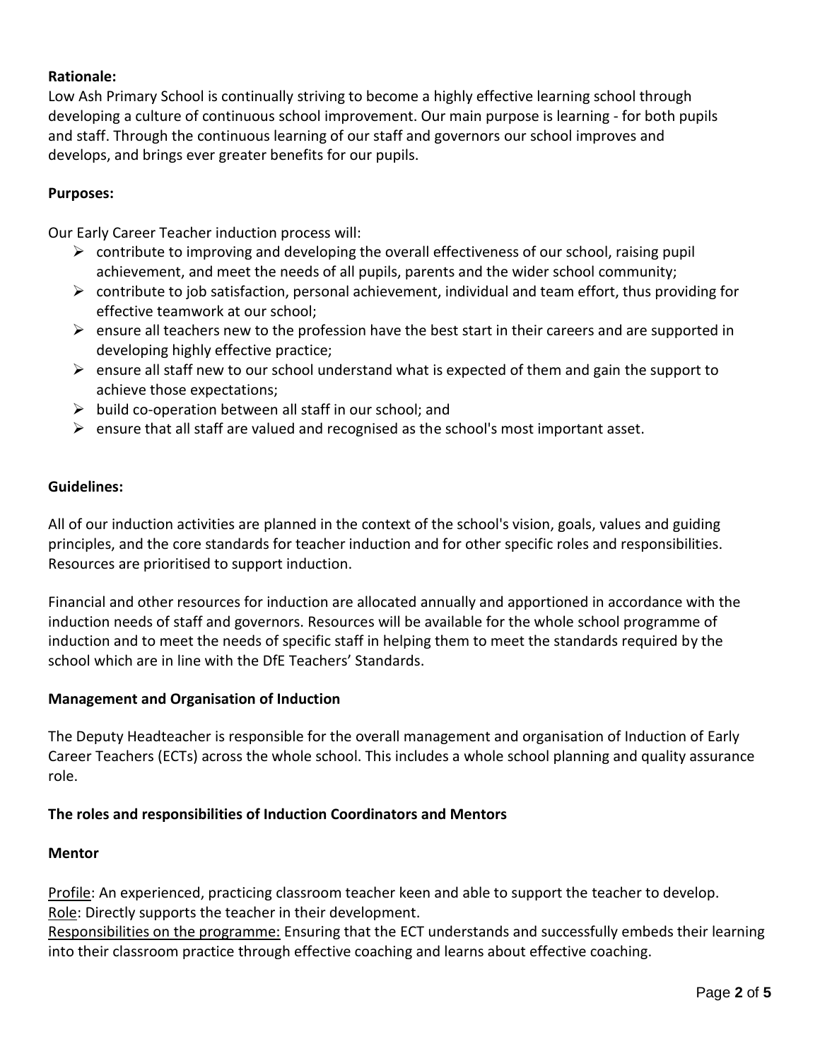**Rationale:**

Low Ash Primary School is continually striving to become a highly effective learning school through developing a culture of continuous school improvement. Our main purpose is learning - for both pupils and staff. Through the continuous learning of our staff and governors our school improves and develops, and brings ever greater benefits for our pupils.

**Purposes:**

Our Early Career Teacher induction process will:

- contribute to improving and developing the overall effectiveness of our school, raising pupil achievement, and meet the needs of all pupils, parents and the wider school community;
- contribute to job satisfaction, personal achievement, individual and team effort, thus providing for effective teamwork at our school;
- ensure all teachers new to the profession have the best start in their careers and are supported in developing highly effective practice;
- ensure all staff new to our school understand what is expected of them and gain the support to achieve those expectations;
- build co-operation between all staff in our school; and
- ensure that all staff are valued and recognised as the school's most important asset.

**Guidelines:**

All of our induction activities are planned in the context of the school's vision, goals, values and guiding principles, and the core standards for teacher induction and for other specific roles and responsibilities. Resources are prioritised to support induction.

Financial and other resources for induction are allocated annually and apportioned in accordance with the induction needs of staff and governors. Resources will be available for the whole school programme of induction and to meet the needs of specific staff in helping them to meet the standards required by the school which are in line with the DfE Teachers' Standards.

**Management and Organisation of Induction**

The Deputy Headteacher is responsible for the overall management and organisation of Induction of Early Career Teachers (ECTs) across the whole school. This includes a whole school planning and quality assurance role.

**The roles and responsibilities of Induction Coordinators and Mentors**

**Mentor**

Profile: An experienced, practicing classroom teacher keen and able to support the teacher to develop.
Role: Directly supports the teacher in their development.
Responsibilities on the programme: Ensuring that the ECT understands and successfully embeds their learning into their classroom practice through effective coaching and learns about effective coaching.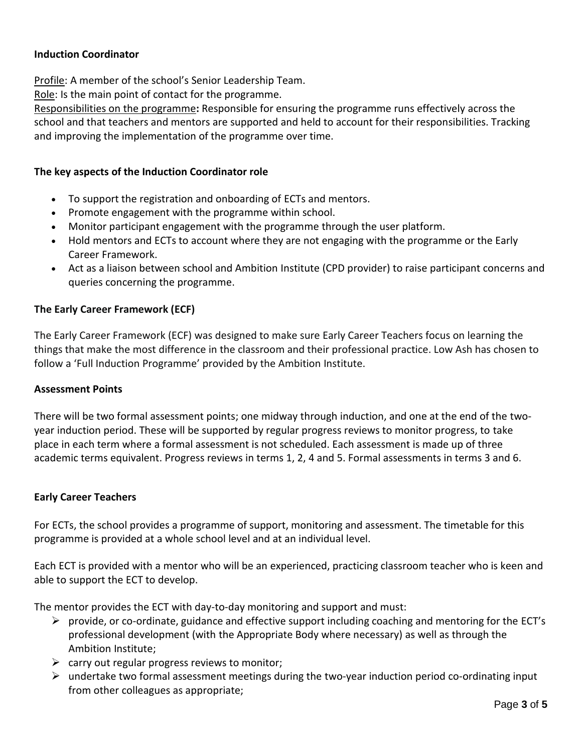**Induction Coordinator**

Profile: A member of the school's Senior Leadership Team.

Role: Is the main point of contact for the programme.

Responsibilities on the programme**:** Responsible for ensuring the programme runs effectively across the school and that teachers and mentors are supported and held to account for their responsibilities. Tracking and improving the implementation of the programme over time.

**The key aspects of the Induction Coordinator role**

- To support the registration and onboarding of ECTs and mentors.
- Promote engagement with the programme within school.
- Monitor participant engagement with the programme through the user platform.
- Hold mentors and ECTs to account where they are not engaging with the programme or the Early Career Framework.
- Act as a liaison between school and Ambition Institute (CPD provider) to raise participant concerns and queries concerning the programme.

**The Early Career Framework (ECF)**

The Early Career Framework (ECF) was designed to make sure Early Career Teachers focus on learning the things that make the most difference in the classroom and their professional practice. Low Ash has chosen to follow a 'Full Induction Programme' provided by the Ambition Institute.

**Assessment Points**

There will be two formal assessment points; one midway through induction, and one at the end of the two-year induction period. These will be supported by regular progress reviews to monitor progress, to take place in each term where a formal assessment is not scheduled. Each assessment is made up of three academic terms equivalent. Progress reviews in terms 1, 2, 4 and 5. Formal assessments in terms 3 and 6.

**Early Career Teachers**

For ECTs, the school provides a programme of support, monitoring and assessment. The timetable for this programme is provided at a whole school level and at an individual level.

Each ECT is provided with a mentor who will be an experienced, practicing classroom teacher who is keen and able to support the ECT to develop.

The mentor provides the ECT with day-to-day monitoring and support and must:

- provide, or co-ordinate, guidance and effective support including coaching and mentoring for the ECT's professional development (with the Appropriate Body where necessary) as well as through the Ambition Institute;
- carry out regular progress reviews to monitor;
- undertake two formal assessment meetings during the two-year induction period co-ordinating input from other colleagues as appropriate;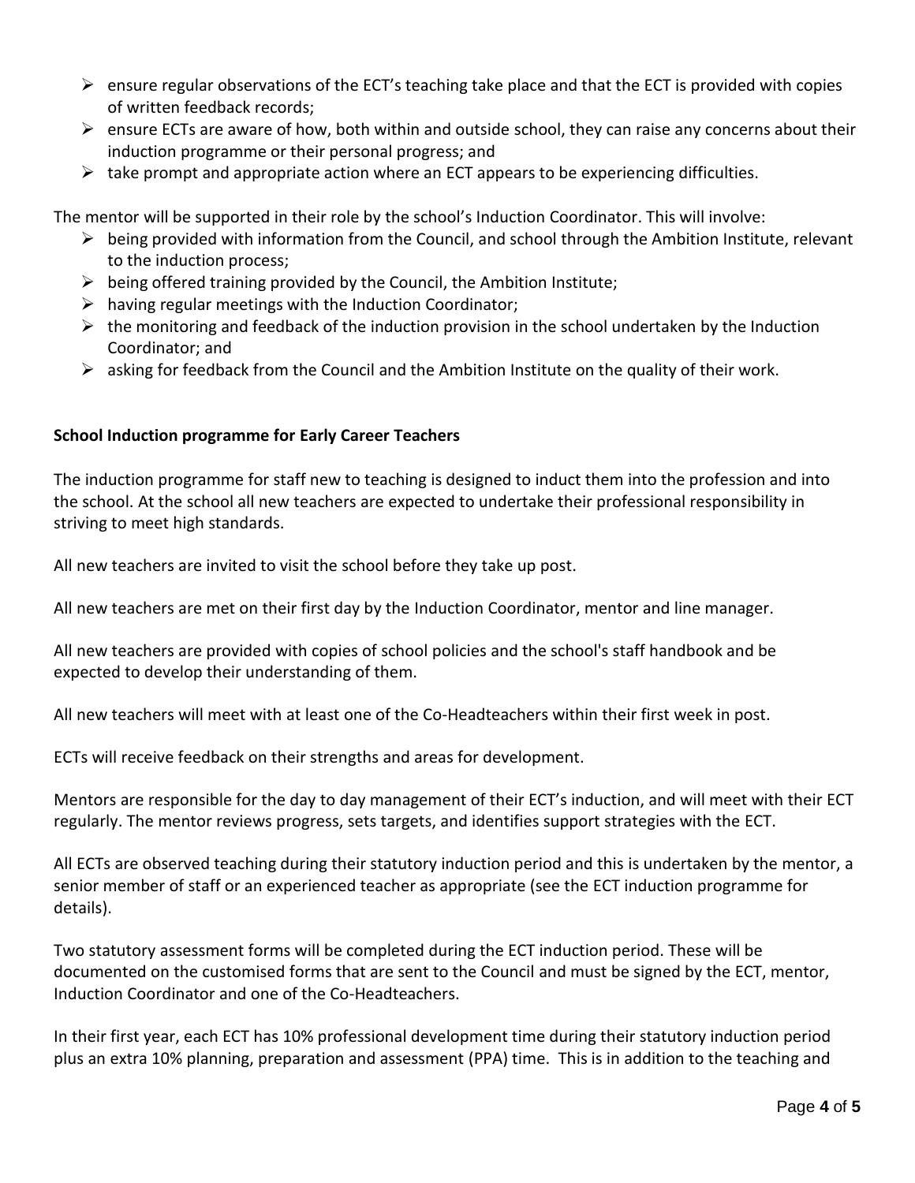- ensure regular observations of the ECT's teaching take place and that the ECT is provided with copies of written feedback records;
- ensure ECTs are aware of how, both within and outside school, they can raise any concerns about their induction programme or their personal progress; and
- take prompt and appropriate action where an ECT appears to be experiencing difficulties.

The mentor will be supported in their role by the school's Induction Coordinator. This will involve:

- being provided with information from the Council, and school through the Ambition Institute, relevant to the induction process;
- being offered training provided by the Council, the Ambition Institute;
- having regular meetings with the Induction Coordinator;
- the monitoring and feedback of the induction provision in the school undertaken by the Induction Coordinator; and
- asking for feedback from the Council and the Ambition Institute on the quality of their work.

**School Induction programme for Early Career Teachers**

The induction programme for staff new to teaching is designed to induct them into the profession and into the school. At the school all new teachers are expected to undertake their professional responsibility in striving to meet high standards.

All new teachers are invited to visit the school before they take up post.

All new teachers are met on their first day by the Induction Coordinator, mentor and line manager.

All new teachers are provided with copies of school policies and the school's staff handbook and be expected to develop their understanding of them.

All new teachers will meet with at least one of the Co-Headteachers within their first week in post.

ECTs will receive feedback on their strengths and areas for development.

Mentors are responsible for the day to day management of their ECT's induction, and will meet with their ECT regularly. The mentor reviews progress, sets targets, and identifies support strategies with the ECT.

All ECTs are observed teaching during their statutory induction period and this is undertaken by the mentor, a senior member of staff or an experienced teacher as appropriate (see the ECT induction programme for details).

Two statutory assessment forms will be completed during the ECT induction period. These will be documented on the customised forms that are sent to the Council and must be signed by the ECT, mentor, Induction Coordinator and one of the Co-Headteachers.

In their first year, each ECT has 10% professional development time during their statutory induction period plus an extra 10% planning, preparation and assessment (PPA) time. This is in addition to the teaching and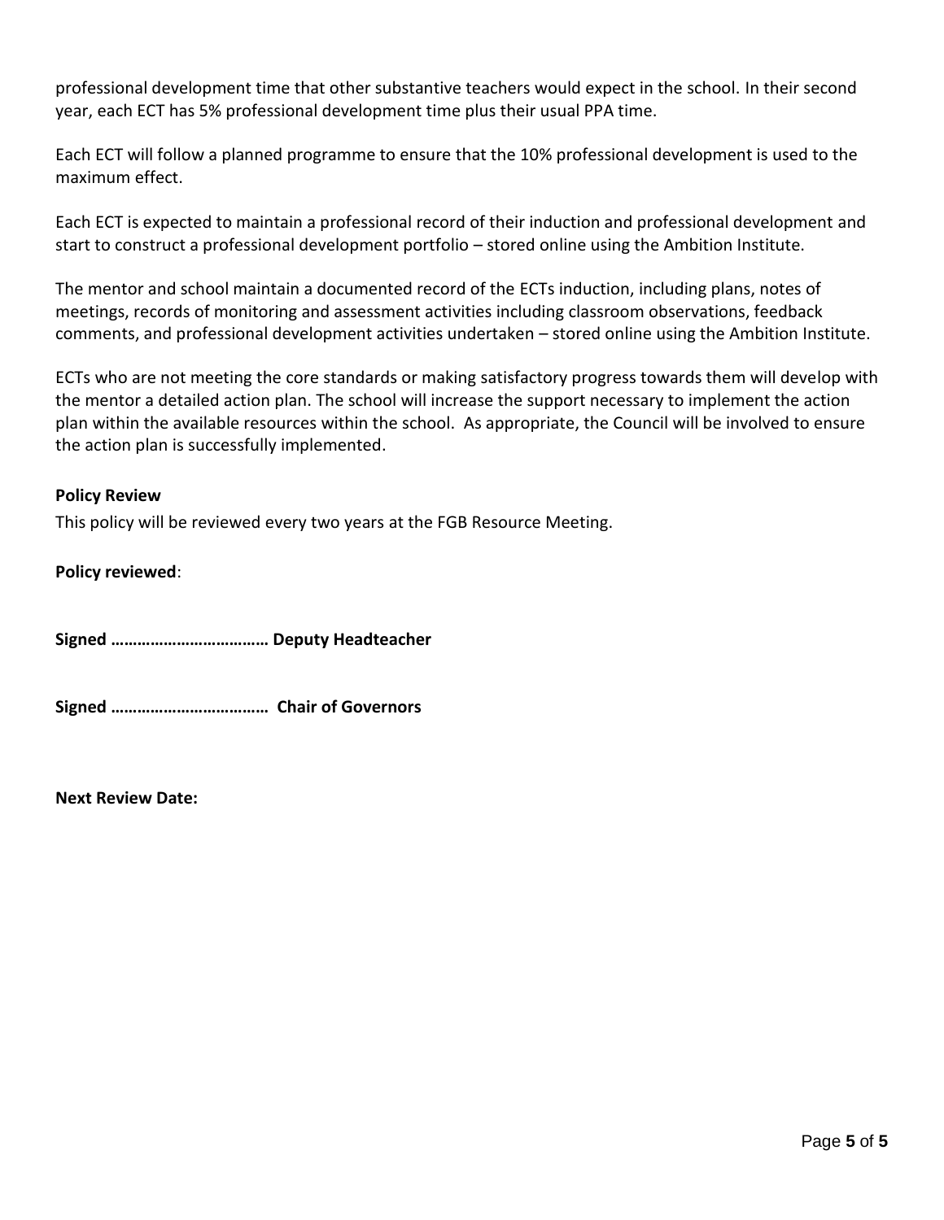professional development time that other substantive teachers would expect in the school. In their second year, each ECT has 5% professional development time plus their usual PPA time.

Each ECT will follow a planned programme to ensure that the 10% professional development is used to the maximum effect.

Each ECT is expected to maintain a professional record of their induction and professional development and start to construct a professional development portfolio – stored online using the Ambition Institute.

The mentor and school maintain a documented record of the ECTs induction, including plans, notes of meetings, records of monitoring and assessment activities including classroom observations, feedback comments, and professional development activities undertaken – stored online using the Ambition Institute.

ECTs who are not meeting the core standards or making satisfactory progress towards them will develop with the mentor a detailed action plan. The school will increase the support necessary to implement the action plan within the available resources within the school. As appropriate, the Council will be involved to ensure the action plan is successfully implemented.

**Policy Review**

This policy will be reviewed every two years at the FGB Resource Meeting.

**Policy reviewed**:

**Signed ……………………………… Deputy Headteacher**

**Signed ……………………………… Chair of Governors**

**Next Review Date:**